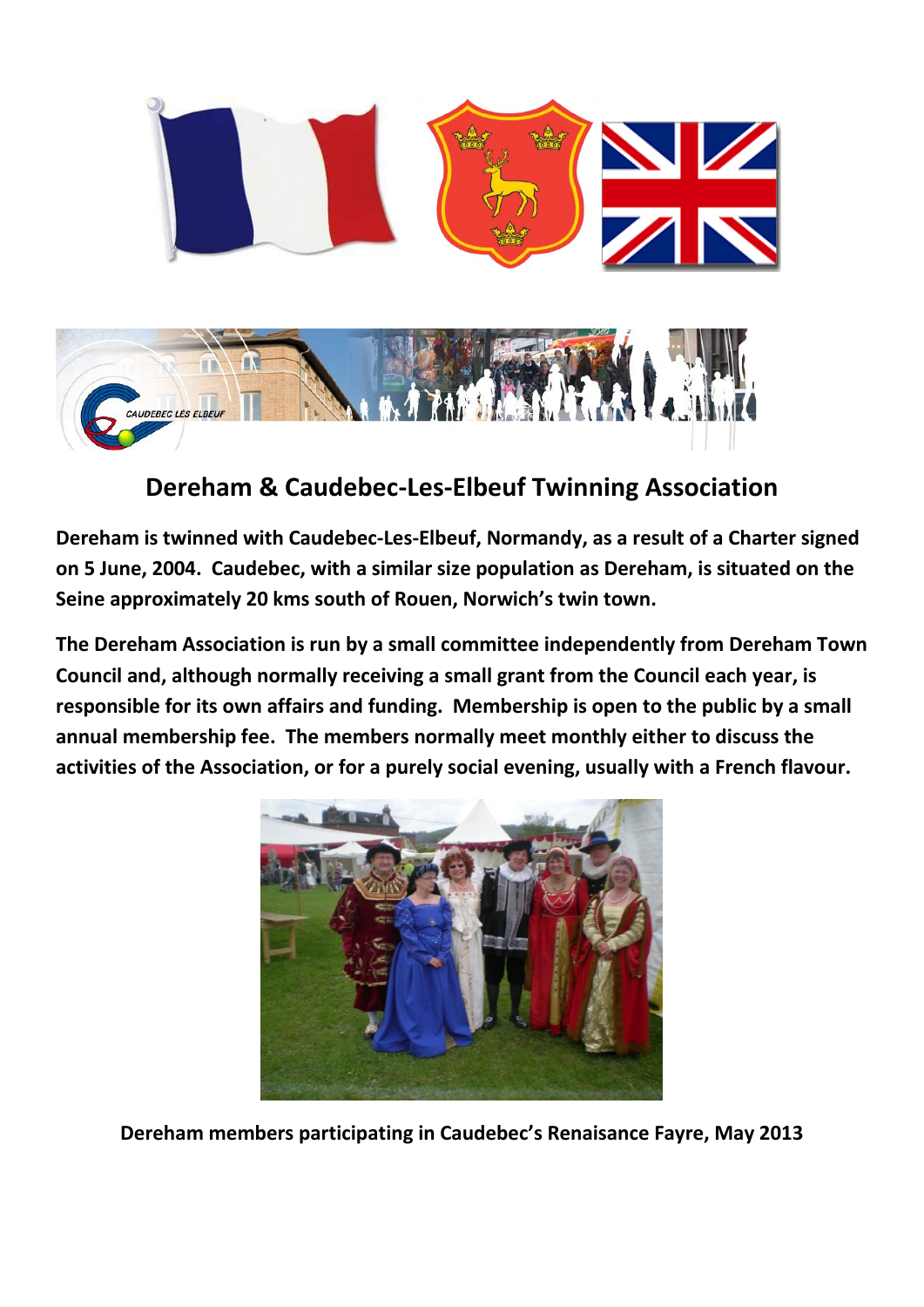# Dereham & Caudebec-Les-Elbeuf Twinning Association

**Dereham is twinned with Caudebec-Les-Elbeuf, Normandy, as a result of a Charter signed on 5 June, 2004. Caudebec, with a similar size population as Dereham, is situated on the Seine approximately 20 kms south of Rouen, Norwich's twin town.**

**The Dereham Association is run by a small committee independently from Dereham Town Council and, although normally receiving a small grant from the Council each year, is responsible for its own affairs and funding. Membership is open to the public by a small annual membership fee. The members normally meet monthly either to discuss the activities of the Association, or for a purely social evening, usually with a French flavour.**

**Dereham members participating in Caudebec's Renaisance Fayre, May 2013**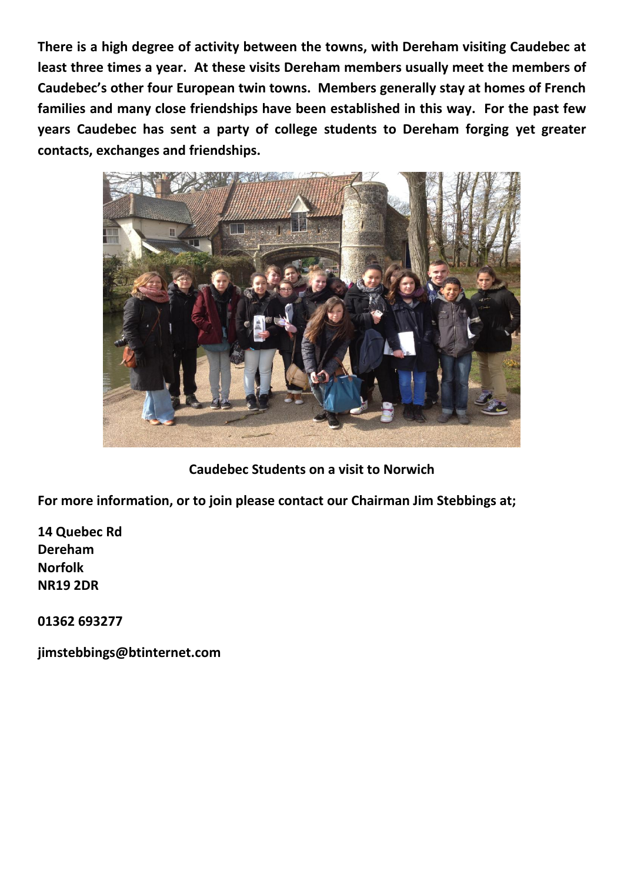**There is a high degree of activity between the towns, with Dereham visiting Caudebec at least three times a year. At these visits Dereham members usually meet the members of Caudebec's other four European twin towns. Members generally stay at homes of French families and many close friendships have been established in this way. For the past few years Caudebec has sent a party of college students to Dereham forging yet greater contacts, exchanges and friendships.**

**Caudebec Students on a visit to Norwich**

**For more information, or to join please contact our Chairman Jim Stebbings at;**

**14 Quebec Rd**
**Dereham**
**Norfolk**
**NR19 2DR**

**01362 693277**

**jimstebbings@btinternet.com**